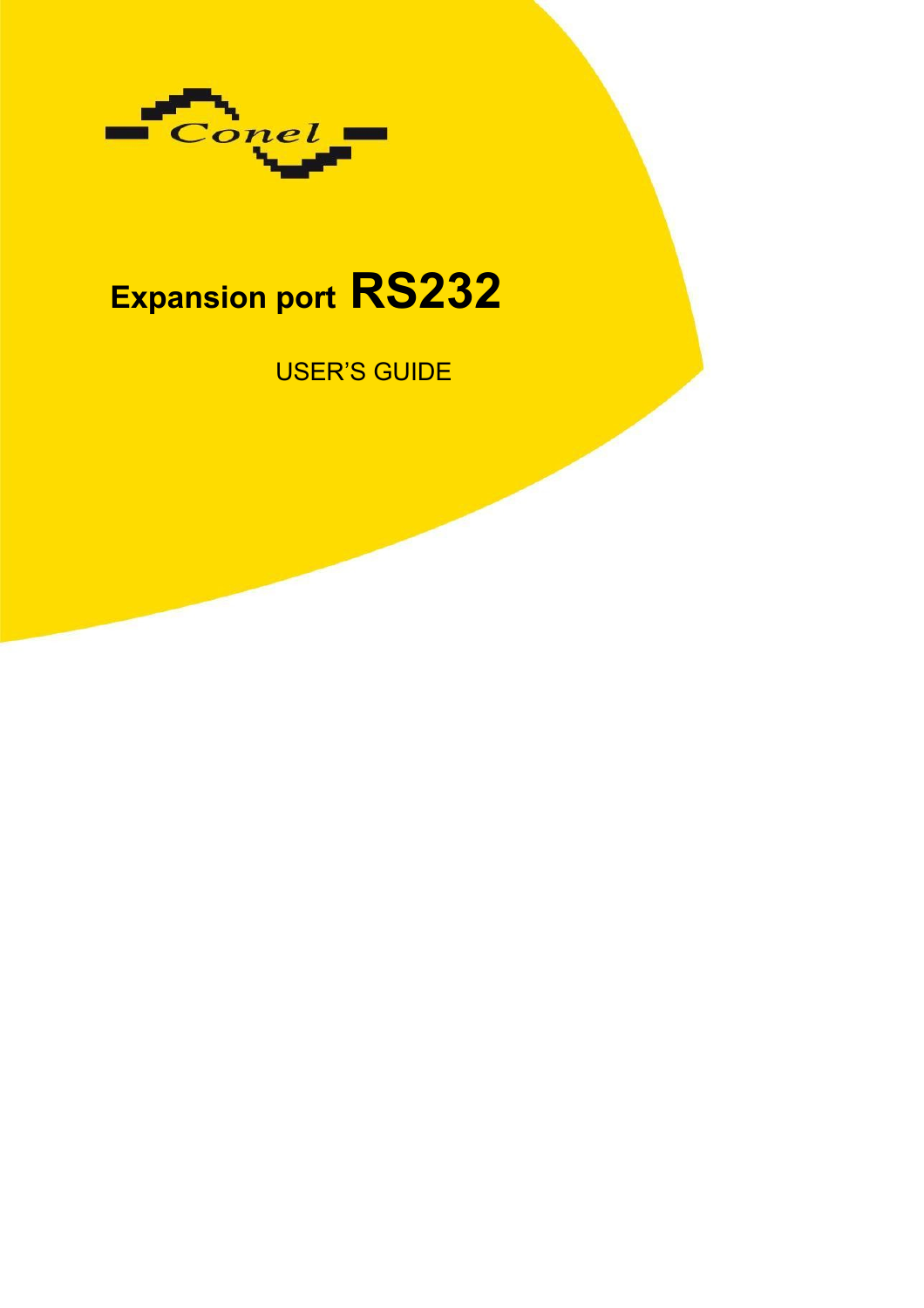Conel

# Expansion port RS232

USER'S GUIDE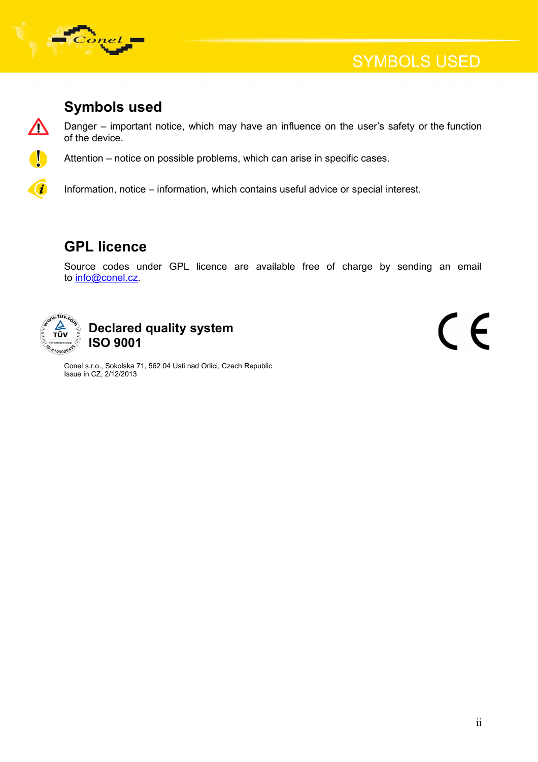## Symbols used

Danger – important notice, which may have an influence on the user's safety or the function of the device.

Attention – notice on possible problems, which can arise in specific cases.

Information, notice – information, which contains useful advice or special interest.

## GPL licence

Source codes under GPL licence are available free of charge by sending an email to info@conel.cz.

**Declared quality system**
**ISO 9001**

Conel s.r.o., Sokolska 71, 562 04 Usti nad Orlici, Czech Republic
Issue in CZ, 2/12/2013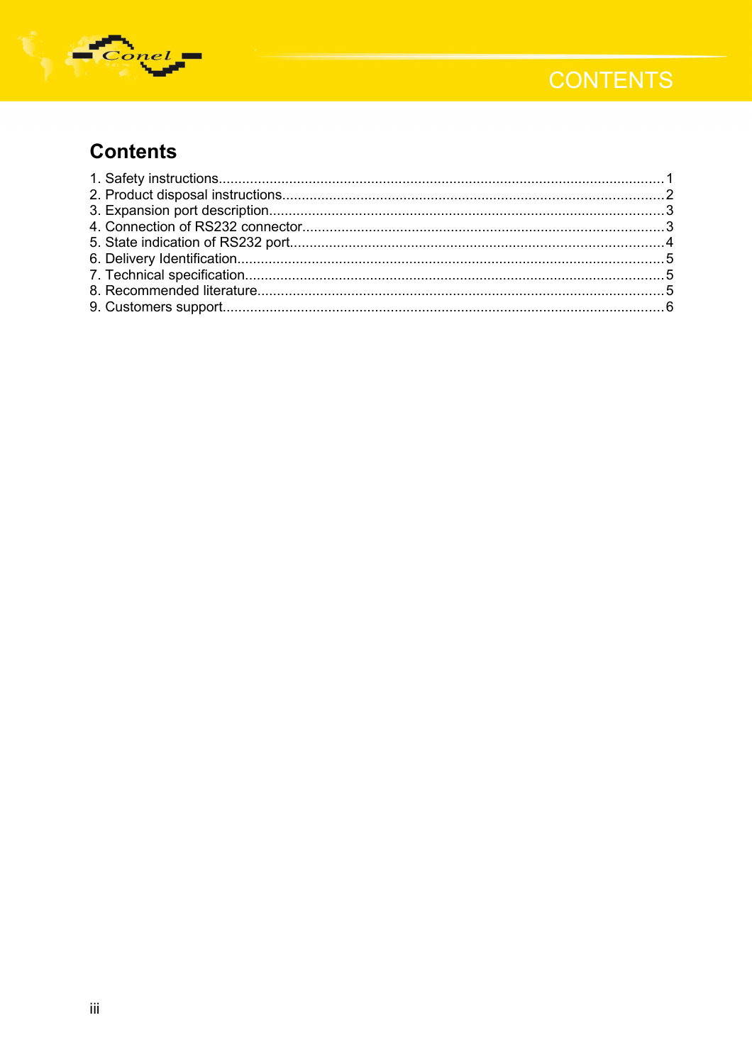## Contents

1. Safety instructions.....1
2. Product disposal instructions.....2
3. Expansion port description.....3
4. Connection of RS232 connector.....3
5. State indication of RS232 port.....4
6. Delivery Identification.....5
7. Technical specification.....5
8. Recommended literature.....5
9. Customers support.....6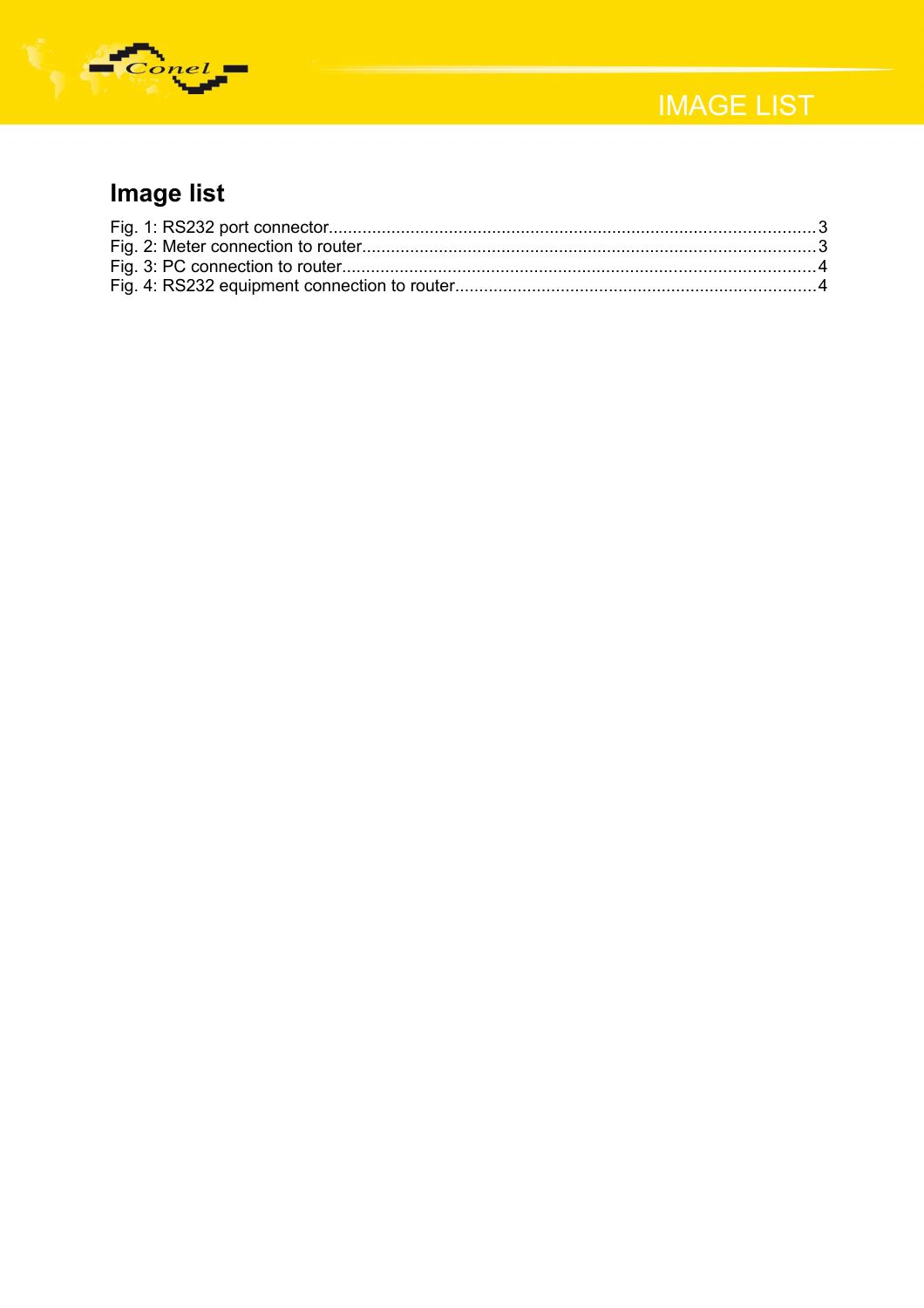# Image list

Fig. 1: RS232 port connector.....................................................................................................3
Fig. 2: Meter connection to router..............................................................................................3
Fig. 3: PC connection to router..................................................................................................4
Fig. 4: RS232 equipment connection to router...........................................................................4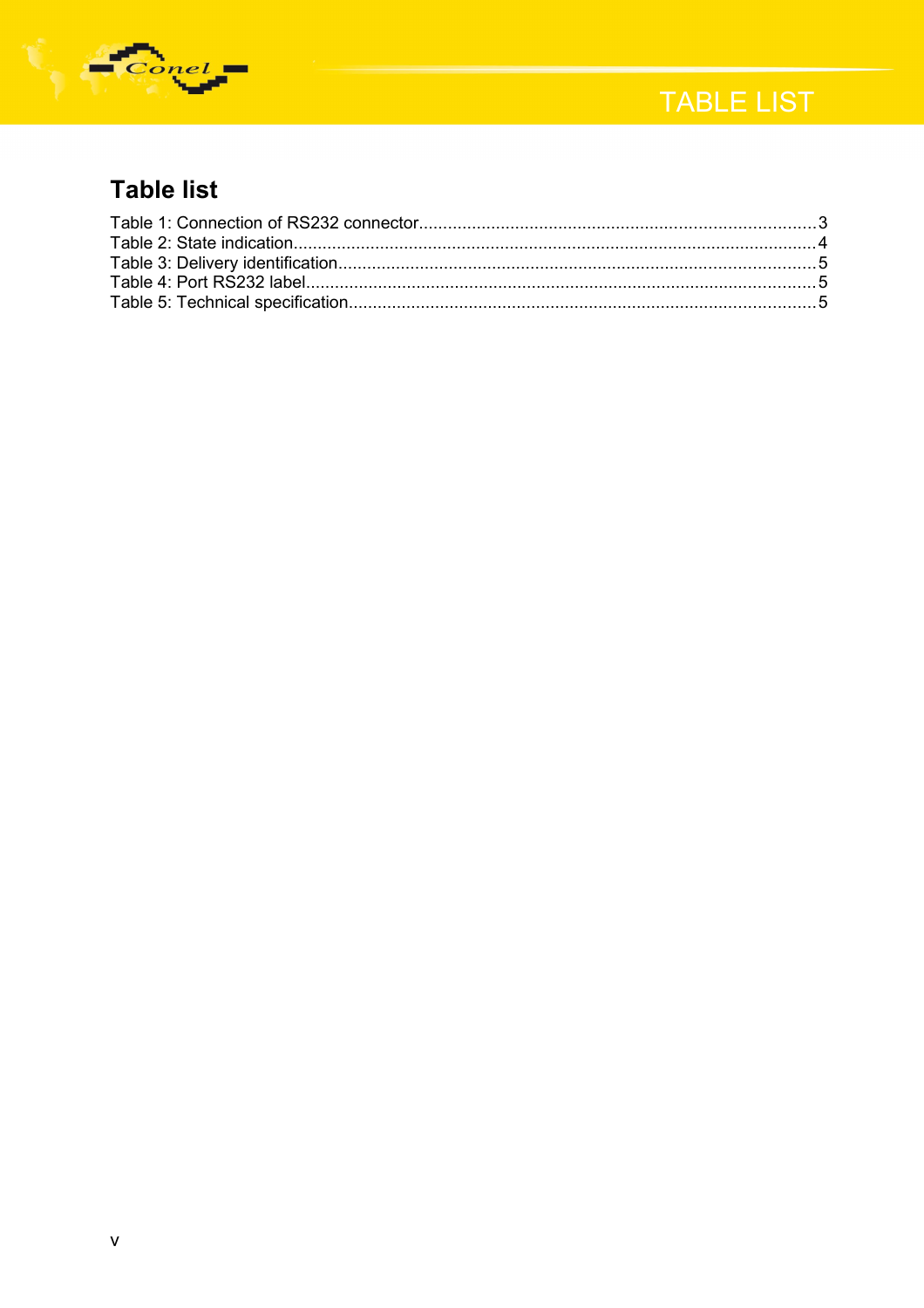## Table list

Table 1: Connection of RS232 connector....................................................................................3
Table 2: State indication..............................................................................................................4
Table 3: Delivery identification.....................................................................................................5
Table 4: Port RS232 label.............................................................................................................5
Table 5: Technical specification...................................................................................................5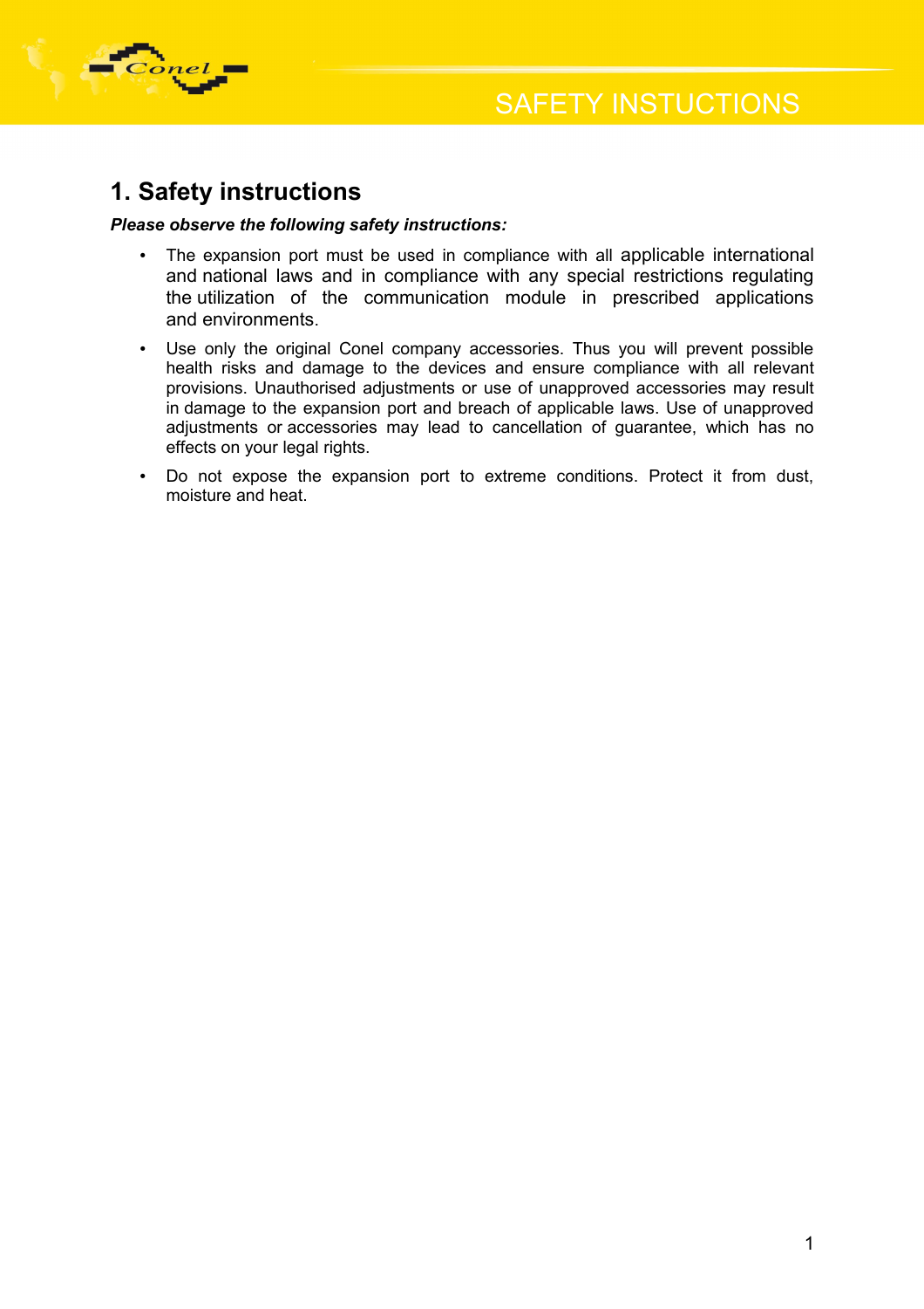# 1. Safety instructions

***Please observe the following safety instructions:***

- The expansion port must be used in compliance with all applicable international and national laws and in compliance with any special restrictions regulating the utilization of the communication module in prescribed applications and environments.
- Use only the original Conel company accessories. Thus you will prevent possible health risks and damage to the devices and ensure compliance with all relevant provisions. Unauthorised adjustments or use of unapproved accessories may result in damage to the expansion port and breach of applicable laws. Use of unapproved adjustments or accessories may lead to cancellation of guarantee, which has no effects on your legal rights.
- Do not expose the expansion port to extreme conditions. Protect it from dust, moisture and heat.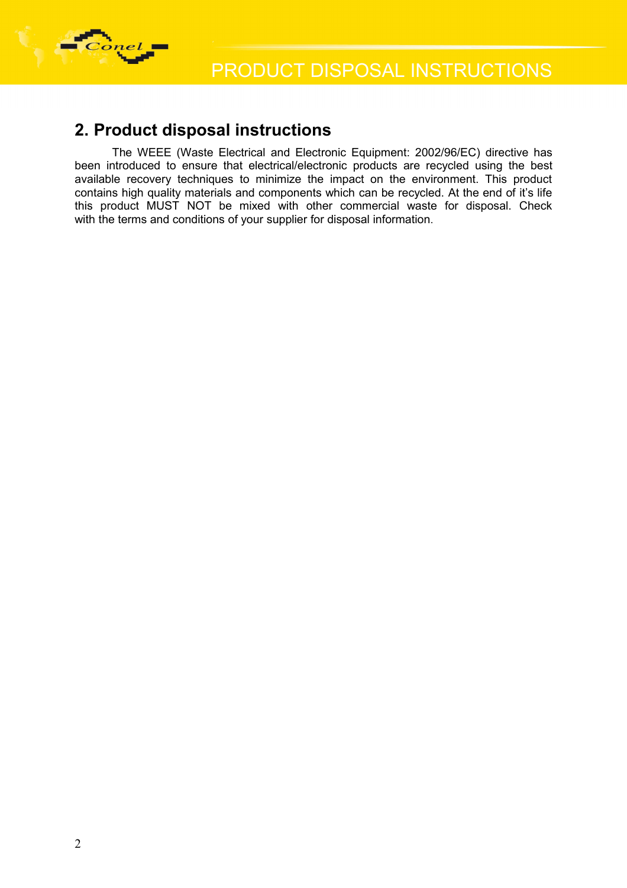## 2. Product disposal instructions

The WEEE (Waste Electrical and Electronic Equipment: 2002/96/EC) directive has been introduced to ensure that electrical/electronic products are recycled using the best available recovery techniques to minimize the impact on the environment. This product contains high quality materials and components which can be recycled. At the end of it's life this product MUST NOT be mixed with other commercial waste for disposal. Check with the terms and conditions of your supplier for disposal information.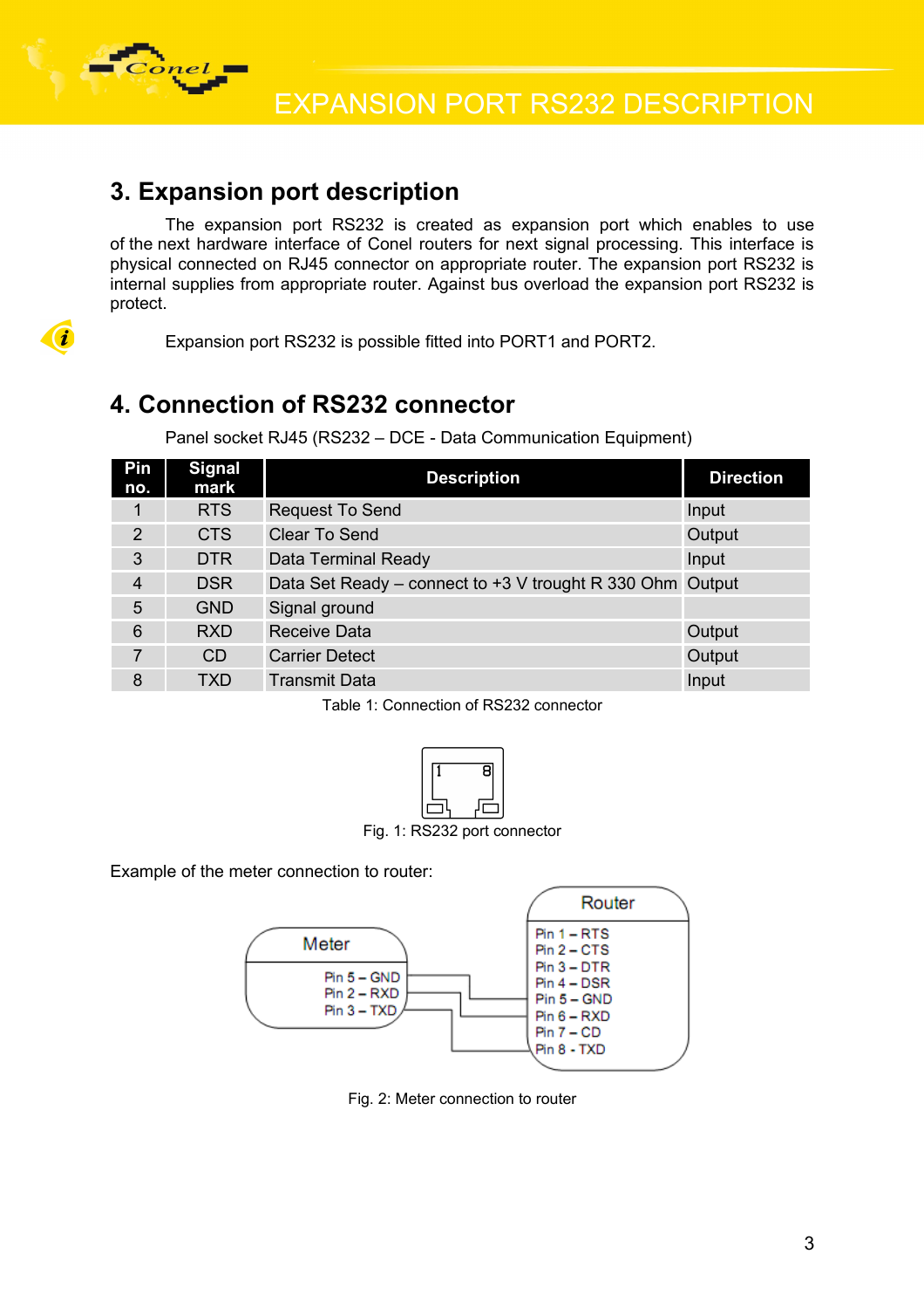## 3. Expansion port description

The expansion port RS232 is created as expansion port which enables to use of the next hardware interface of Conel routers for next signal processing. This interface is physical connected on RJ45 connector on appropriate router. The expansion port RS232 is internal supplies from appropriate router. Against bus overload the expansion port RS232 is protect.

Expansion port RS232 is possible fitted into PORT1 and PORT2.

## 4. Connection of RS232 connector

Panel socket RJ45 (RS232 – DCE - Data Communication Equipment)

| Pin no. | Signal mark | Description | Direction |
|---|---|---|---|
| 1 | RTS | Request To Send | Input |
| 2 | CTS | Clear To Send | Output |
| 3 | DTR | Data Terminal Ready | Input |
| 4 | DSR | Data Set Ready – connect to +3 V trought R 330 Ohm | Output |
| 5 | GND | Signal ground | |
| 6 | RXD | Receive Data | Output |
| 7 | CD | Carrier Detect | Output |
| 8 | TXD | Transmit Data | Input |

Table 1: Connection of RS232 connector

1
8

Fig. 1: RS232 port connector

Example of the meter connection to router:

Meter
Pin 5 – GND
Pin 2 – RXD
Pin 3 – TXD

Router
Pin 1 – RTS
Pin 2 – CTS
Pin 3 – DTR
Pin 4 – DSR
Pin 5 – GND
Pin 6 – RXD
Pin 7 – CD
Pin 8 - TXD

Fig. 2: Meter connection to router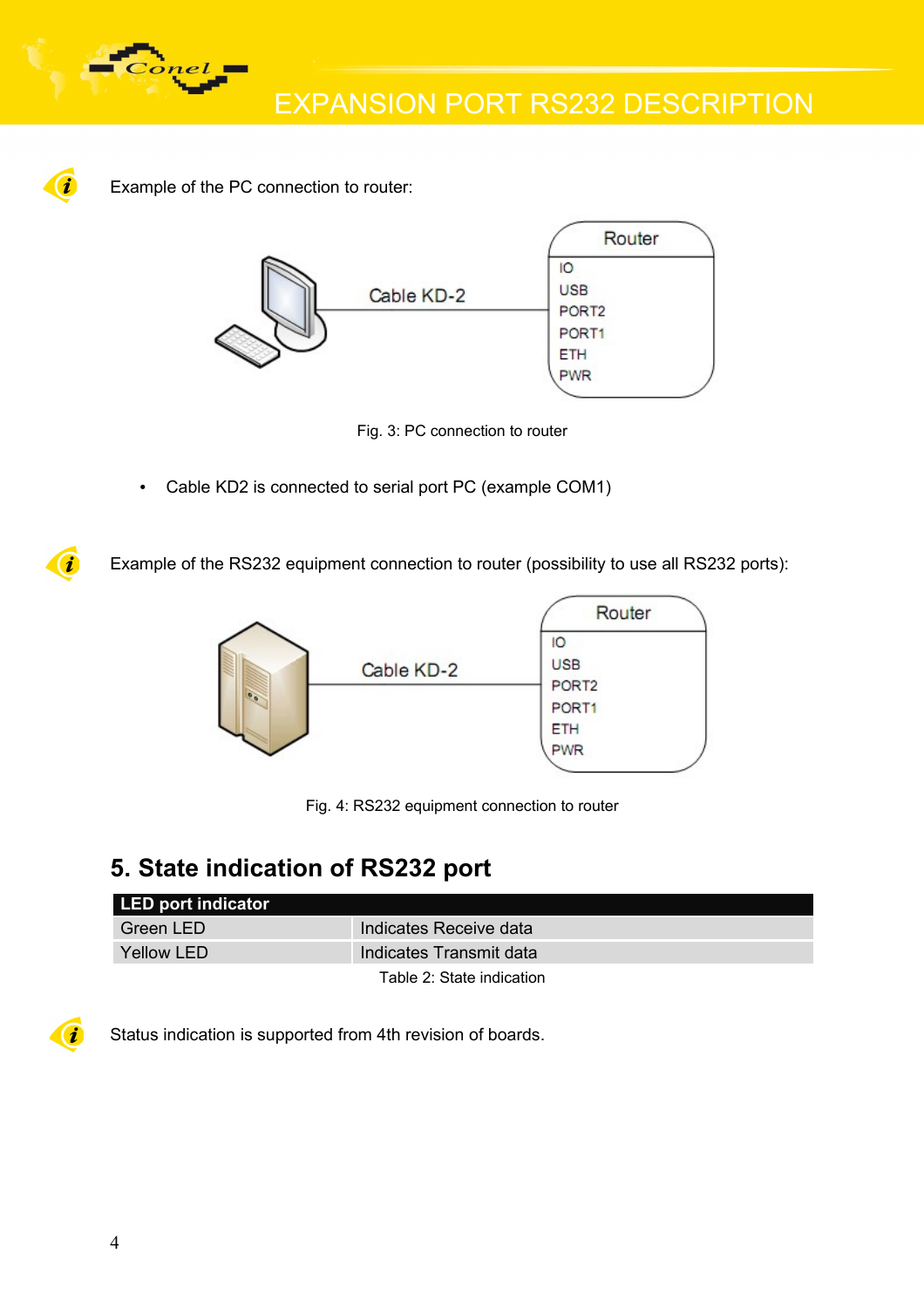Example of the PC connection to router:

Cable KD-2

Router

IO
USB
PORT2
PORT1
ETH
PWR

Fig. 3: PC connection to router

- Cable KD2 is connected to serial port PC (example COM1)

Example of the RS232 equipment connection to router (possibility to use all RS232 ports):

Cable KD-2

Router

IO
USB
PORT2
PORT1
ETH
PWR

Fig. 4: RS232 equipment connection to router

## 5. State indication of RS232 port

| LED port indicator | |
|---|---|
| Green LED | Indicates Receive data |
| Yellow LED | Indicates Transmit data |

Table 2: State indication

Status indication is supported from 4th revision of boards.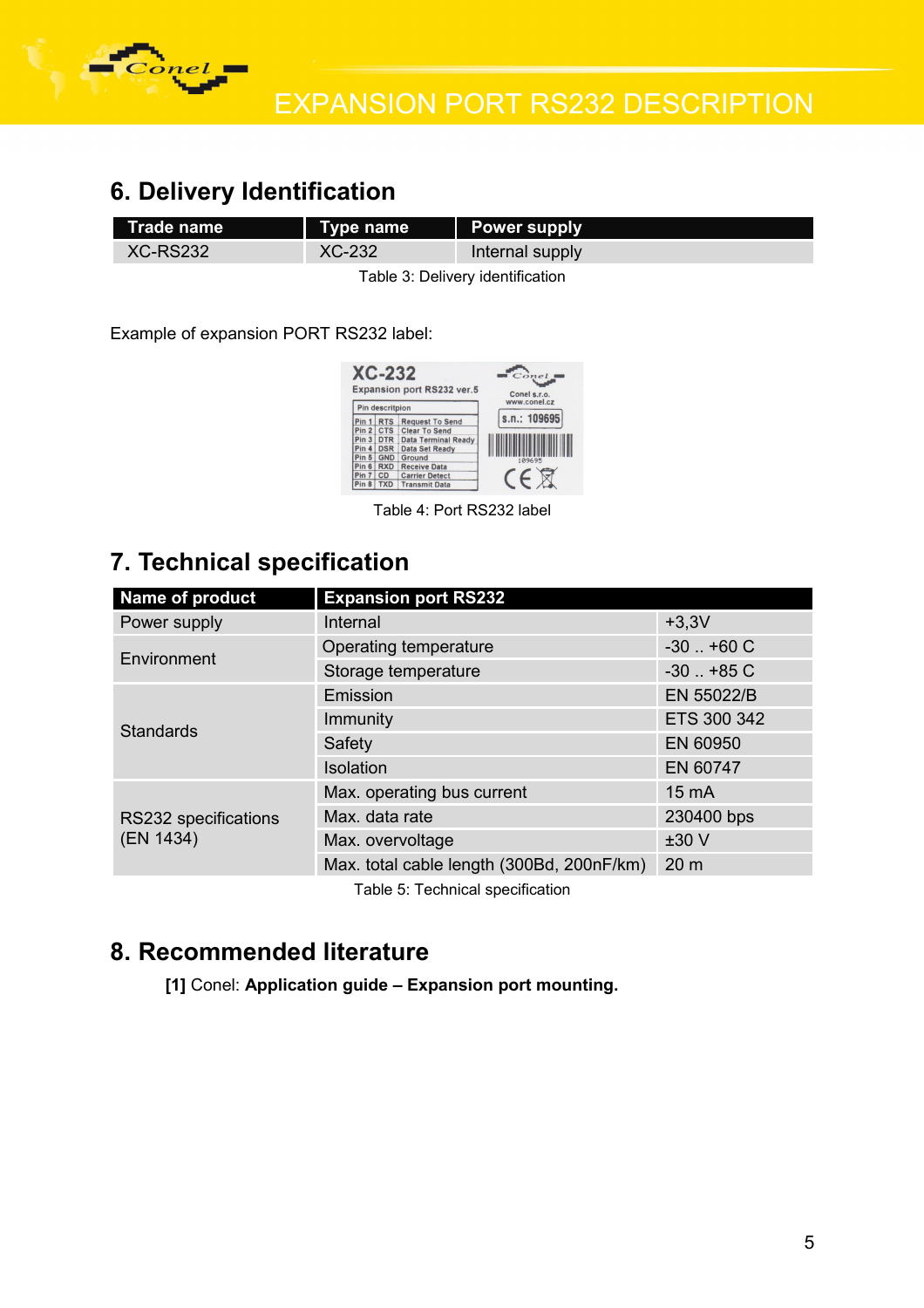## 6. Delivery Identification

| Trade name | Type name | Power supply |
|---|---|---|
| XC-RS232 | XC-232 | Internal supply |

Table 3: Delivery identification

Example of expansion PORT RS232 label:

Table 4: Port RS232 label

## 7. Technical specification

| Name of product | Expansion port RS232 | |
|---|---|---|
| Power supply | Internal | +3,3V |
| Environment | Operating temperature | -30 .. +60 C |
| | Storage temperature | -30 .. +85 C |
| Standards | Emission | EN 55022/B |
| | Immunity | ETS 300 342 |
| | Safety | EN 60950 |
| | Isolation | EN 60747 |
| RS232 specifications (EN 1434) | Max. operating bus current | 15 mA |
| | Max. data rate | 230400 bps |
| | Max. overvoltage | ±30 V |
| | Max. total cable length (300Bd, 200nF/km) | 20 m |

Table 5: Technical specification

## 8. Recommended literature

**[1]** Conel: **Application guide – Expansion port mounting.**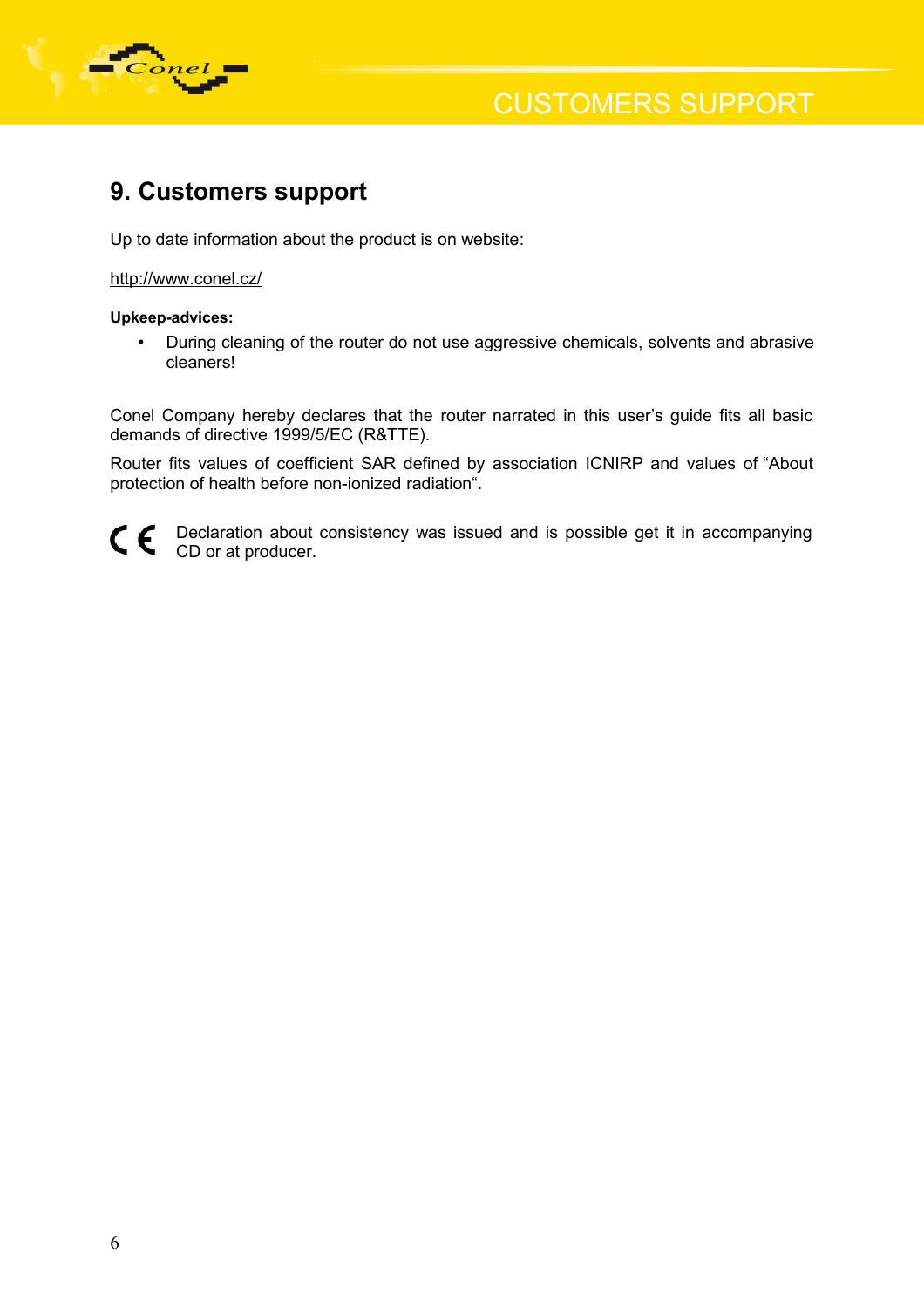# 9. Customers support

Up to date information about the product is on website:

http://www.conel.cz/

**Upkeep-advices:**

- During cleaning of the router do not use aggressive chemicals, solvents and abrasive cleaners!

Conel Company hereby declares that the router narrated in this user's guide fits all basic demands of directive 1999/5/EC (R&TTE).

Router fits values of coefficient SAR defined by association ICNIRP and values of "About protection of health before non-ionized radiation".

CE Declaration about consistency was issued and is possible get it in accompanying CD or at producer.